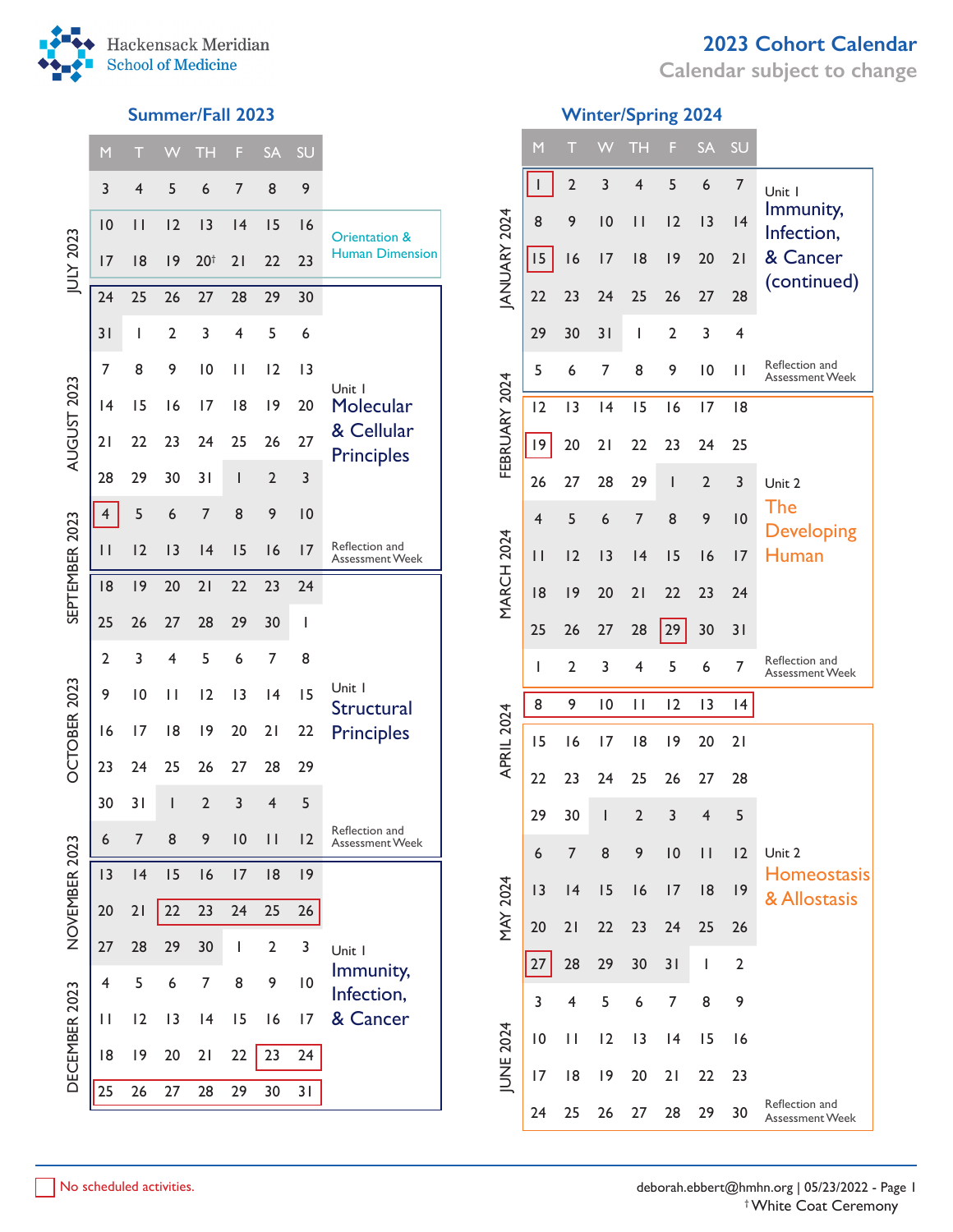Hackensack Meridian School of Medicine

# 2023 Cohort Calendar

Calendar subject to change

## Summer/Fall 2023

| Month | M | T | W | TH | F | SA | SU | Unit |
|---|---|---|---|---|---|---|---|---|
| JULY 2023 | 3 | 4 | 5 | 6 | 7 | 8 | 9 | |
| | 10 | 11 | 12 | 13 | 14 | 15 | 16 | Orientation & Human Dimension |
| | 17 | 18 | 19 | 20† | 21 | 22 | 23 | Orientation & Human Dimension |
| | 24 | 25 | 26 | 27 | 28 | 29 | 30 | Unit 1 Molecular & Cellular Principles |
| | 31 | 1 | 2 | 3 | 4 | 5 | 6 | Unit 1 Molecular & Cellular Principles |
| AUGUST 2023 | 7 | 8 | 9 | 10 | 11 | 12 | 13 | Unit 1 Molecular & Cellular Principles |
| | 14 | 15 | 16 | 17 | 18 | 19 | 20 | Unit 1 Molecular & Cellular Principles |
| | 21 | 22 | 23 | 24 | 25 | 26 | 27 | Unit 1 Molecular & Cellular Principles |
| | 28 | 29 | 30 | 31 | 1 | 2 | 3 | Unit 1 Molecular & Cellular Principles |
| SEPTEMBER 2023 | 4 (No scheduled activities) | 5 | 6 | 7 | 8 | 9 | 10 | Unit 1 Molecular & Cellular Principles |
| | 11 | 12 | 13 | 14 | 15 | 16 | 17 | Reflection and Assessment Week |
| | 18 | 19 | 20 | 21 | 22 | 23 | 24 | Unit 1 Structural Principles |
| | 25 | 26 | 27 | 28 | 29 | 30 | 1 | Unit 1 Structural Principles |
| OCTOBER 2023 | 2 | 3 | 4 | 5 | 6 | 7 | 8 | Unit 1 Structural Principles |
| | 9 | 10 | 11 | 12 | 13 | 14 | 15 | Unit 1 Structural Principles |
| | 16 | 17 | 18 | 19 | 20 | 21 | 22 | Unit 1 Structural Principles |
| | 23 | 24 | 25 | 26 | 27 | 28 | 29 | Unit 1 Structural Principles |
| | 30 | 31 | 1 | 2 | 3 | 4 | 5 | Unit 1 Structural Principles |
| NOVEMBER 2023 | 6 | 7 | 8 | 9 | 10 | 11 | 12 | Reflection and Assessment Week |
| | 13 | 14 | 15 | 16 | 17 | 18 | 19 | Unit 1 Immunity, Infection, & Cancer |
| | 20 | 21 | 22 (No scheduled activities) | 23 (No scheduled activities) | 24 (No scheduled activities) | 25 (No scheduled activities) | 26 (No scheduled activities) | Unit 1 Immunity, Infection, & Cancer |
| | 27 | 28 | 29 | 30 | 1 | 2 | 3 | Unit 1 Immunity, Infection, & Cancer |
| DECEMBER 2023 | 4 | 5 | 6 | 7 | 8 | 9 | 10 | Unit 1 Immunity, Infection, & Cancer |
| | 11 | 12 | 13 | 14 | 15 | 16 | 17 | Unit 1 Immunity, Infection, & Cancer |
| | 18 | 19 | 20 | 21 | 22 | 23 (No scheduled activities) | 24 (No scheduled activities) | Unit 1 Immunity, Infection, & Cancer |
| | 25 (No scheduled activities) | 26 (No scheduled activities) | 27 (No scheduled activities) | 28 (No scheduled activities) | 29 (No scheduled activities) | 30 (No scheduled activities) | 31 (No scheduled activities) | Unit 1 Immunity, Infection, & Cancer |

## Winter/Spring 2024

| Month | M | T | W | TH | F | SA | SU | Unit |
|---|---|---|---|---|---|---|---|---|
| JANUARY 2024 | 1 (No scheduled activities) | 2 | 3 | 4 | 5 | 6 | 7 | Unit 1 Immunity, Infection, & Cancer (continued) |
| | 8 | 9 | 10 | 11 | 12 | 13 | 14 | Unit 1 Immunity, Infection, & Cancer (continued) |
| | 15 (No scheduled activities) | 16 | 17 | 18 | 19 | 20 | 21 | Unit 1 Immunity, Infection, & Cancer (continued) |
| | 22 | 23 | 24 | 25 | 26 | 27 | 28 | Unit 1 Immunity, Infection, & Cancer (continued) |
| | 29 | 30 | 31 | 1 | 2 | 3 | 4 | Unit 1 Immunity, Infection, & Cancer (continued) |
| FEBRUARY 2024 | 5 | 6 | 7 | 8 | 9 | 10 | 11 | Reflection and Assessment Week |
| | 12 | 13 | 14 | 15 | 16 | 17 | 18 | Unit 2 The Developing Human |
| | 19 (No scheduled activities) | 20 | 21 | 22 | 23 | 24 | 25 | Unit 2 The Developing Human |
| | 26 | 27 | 28 | 29 | 1 | 2 | 3 | Unit 2 The Developing Human |
| MARCH 2024 | 4 | 5 | 6 | 7 | 8 | 9 | 10 | Unit 2 The Developing Human |
| | 11 | 12 | 13 | 14 | 15 | 16 | 17 | Unit 2 The Developing Human |
| | 18 | 19 | 20 | 21 | 22 | 23 | 24 | Unit 2 The Developing Human |
| | 25 | 26 | 27 | 28 | 29 (No scheduled activities) | 30 | 31 | Unit 2 The Developing Human |
| APRIL 2024 | 1 | 2 | 3 | 4 | 5 | 6 | 7 | Reflection and Assessment Week |
| | 8 (No scheduled activities) | 9 (No scheduled activities) | 10 (No scheduled activities) | 11 (No scheduled activities) | 12 (No scheduled activities) | 13 (No scheduled activities) | 14 (No scheduled activities) | |
| | 15 | 16 | 17 | 18 | 19 | 20 | 21 | Unit 2 Homeostasis & Allostasis |
| | 22 | 23 | 24 | 25 | 26 | 27 | 28 | Unit 2 Homeostasis & Allostasis |
| | 29 | 30 | 1 | 2 | 3 | 4 | 5 | Unit 2 Homeostasis & Allostasis |
| MAY 2024 | 6 | 7 | 8 | 9 | 10 | 11 | 12 | Unit 2 Homeostasis & Allostasis |
| | 13 | 14 | 15 | 16 | 17 | 18 | 19 | Unit 2 Homeostasis & Allostasis |
| | 20 | 21 | 22 | 23 | 24 | 25 | 26 | Unit 2 Homeostasis & Allostasis |
| | 27 (No scheduled activities) | 28 | 29 | 30 | 31 | 1 | 2 | Unit 2 Homeostasis & Allostasis |
| JUNE 2024 | 3 | 4 | 5 | 6 | 7 | 8 | 9 | Unit 2 Homeostasis & Allostasis |
| | 10 | 11 | 12 | 13 | 14 | 15 | 16 | Unit 2 Homeostasis & Allostasis |
| | 17 | 18 | 19 | 20 | 21 | 22 | 23 | Unit 2 Homeostasis & Allostasis |
| | 24 | 25 | 26 | 27 | 28 | 29 | 30 | Reflection and Assessment Week |

No scheduled activities: dates outlined in red.

deborah.ebbert@hmhn.org | 05/23/2022

† White Coat Ceremony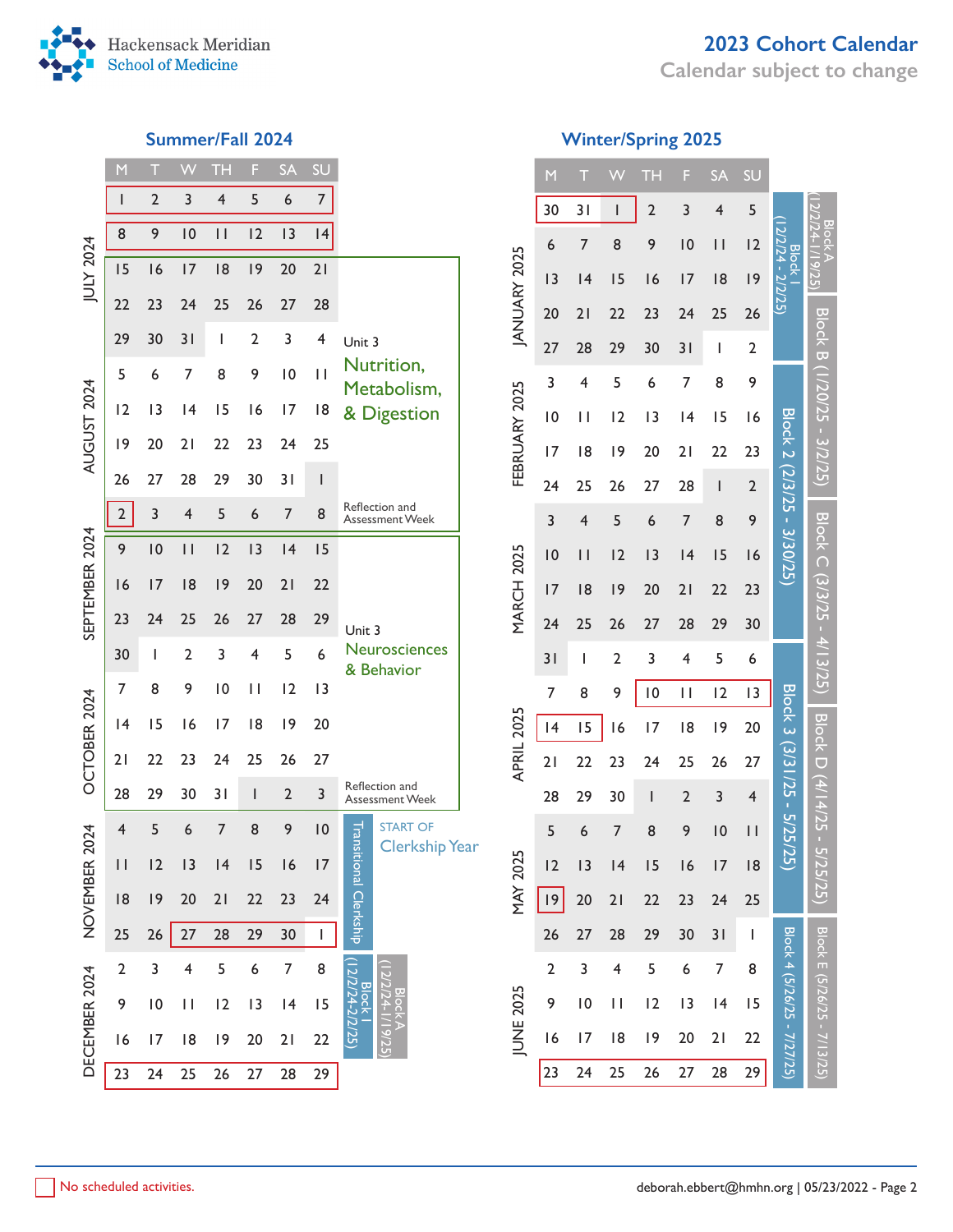Hackensack Meridian School of Medicine

# 2023 Cohort Calendar

Calendar subject to change

## Summer/Fall 2024

| Month | M | T | W | TH | F | SA | SU | Notes |
|---|---|---|---|---|---|---|---|---|
| JULY 2024 | 1 | 2 | 3 | 4 | 5 | 6 | 7 | |
| | 8 | 9 | 10 | 11 | 12 | 13 | 14 | |
| | 15 | 16 | 17 | 18 | 19 | 20 | 21 | Unit 3 Nutrition, Metabolism, & Digestion |
| | 22 | 23 | 24 | 25 | 26 | 27 | 28 | |
| | 29 | 30 | 31 | 1 | 2 | 3 | 4 | |
| AUGUST 2024 | 5 | 6 | 7 | 8 | 9 | 10 | 11 | |
| | 12 | 13 | 14 | 15 | 16 | 17 | 18 | |
| | 19 | 20 | 21 | 22 | 23 | 24 | 25 | |
| | 26 | 27 | 28 | 29 | 30 | 31 | 1 | |
| SEPTEMBER 2024 | 2 | 3 | 4 | 5 | 6 | 7 | 8 | Reflection and Assessment Week |
| | 9 | 10 | 11 | 12 | 13 | 14 | 15 | Unit 3 Neurosciences & Behavior |
| | 16 | 17 | 18 | 19 | 20 | 21 | 22 | |
| | 23 | 24 | 25 | 26 | 27 | 28 | 29 | |
| | 30 | 1 | 2 | 3 | 4 | 5 | 6 | |
| OCTOBER 2024 | 7 | 8 | 9 | 10 | 11 | 12 | 13 | |
| | 14 | 15 | 16 | 17 | 18 | 19 | 20 | |
| | 21 | 22 | 23 | 24 | 25 | 26 | 27 | |
| | 28 | 29 | 30 | 31 | 1 | 2 | 3 | Reflection and Assessment Week |
| NOVEMBER 2024 | 4 | 5 | 6 | 7 | 8 | 9 | 10 | START OF Clerkship Year; Transitional Clerkship |
| | 11 | 12 | 13 | 14 | 15 | 16 | 17 | Transitional Clerkship |
| | 18 | 19 | 20 | 21 | 22 | 23 | 24 | Transitional Clerkship |
| | 25 | 26 | 27 | 28 | 29 | 30 | 1 | Transitional Clerkship |
| DECEMBER 2024 | 2 | 3 | 4 | 5 | 6 | 7 | 8 | Block I (12/2/24-2/2/25); Block A (12/2/24-1/19/25) |
| | 9 | 10 | 11 | 12 | 13 | 14 | 15 | |
| | 16 | 17 | 18 | 19 | 20 | 21 | 22 | |
| | 23 | 24 | 25 | 26 | 27 | 28 | 29 | |

No scheduled activities (July 1–14, Sept 2, Nov 27–Dec 1, Dec 23–29).

## Winter/Spring 2025

| Month | M | T | W | TH | F | SA | SU | Block | Block |
|---|---|---|---|---|---|---|---|---|---|
| JANUARY 2025 | 30 | 31 | 1 | 2 | 3 | 4 | 5 | Block I (12/2/24 - 2/2/25) | Block A (12/2/24-1/19/25) |
| | 6 | 7 | 8 | 9 | 10 | 11 | 12 | | |
| | 13 | 14 | 15 | 16 | 17 | 18 | 19 | | |
| | 20 | 21 | 22 | 23 | 24 | 25 | 26 | | Block B (1/20/25 - 3/2/25) |
| | 27 | 28 | 29 | 30 | 31 | 1 | 2 | | |
| FEBRUARY 2025 | 3 | 4 | 5 | 6 | 7 | 8 | 9 | Block 2 (2/3/25 - 3/30/25) | |
| | 10 | 11 | 12 | 13 | 14 | 15 | 16 | | |
| | 17 | 18 | 19 | 20 | 21 | 22 | 23 | | |
| | 24 | 25 | 26 | 27 | 28 | 1 | 2 | | |
| MARCH 2025 | 3 | 4 | 5 | 6 | 7 | 8 | 9 | | Block C (3/3/25 - 4/13/25) |
| | 10 | 11 | 12 | 13 | 14 | 15 | 16 | | |
| | 17 | 18 | 19 | 20 | 21 | 22 | 23 | | |
| | 24 | 25 | 26 | 27 | 28 | 29 | 30 | | |
| | 31 | 1 | 2 | 3 | 4 | 5 | 6 | Block 3 (3/31/25 - 5/25/25) | |
| APRIL 2025 | 7 | 8 | 9 | 10 | 11 | 12 | 13 | | |
| | 14 | 15 | 16 | 17 | 18 | 19 | 20 | | Block D (4/14/25 - 5/25/25) |
| | 21 | 22 | 23 | 24 | 25 | 26 | 27 | | |
| | 28 | 29 | 30 | 1 | 2 | 3 | 4 | | |
| MAY 2025 | 5 | 6 | 7 | 8 | 9 | 10 | 11 | | |
| | 12 | 13 | 14 | 15 | 16 | 17 | 18 | | |
| | 19 | 20 | 21 | 22 | 23 | 24 | 25 | | |
| | 26 | 27 | 28 | 29 | 30 | 31 | 1 | Block 4 (5/26/25 - 7/27/25) | Block E (5/26/25 - 7/13/25) |
| JUNE 2025 | 2 | 3 | 4 | 5 | 6 | 7 | 8 | | |
| | 9 | 10 | 11 | 12 | 13 | 14 | 15 | | |
| | 16 | 17 | 18 | 19 | 20 | 21 | 22 | | |
| | 23 | 24 | 25 | 26 | 27 | 28 | 29 | | |

No scheduled activities (Dec 30–Jan 1, Apr 10–15, May 19, Jun 23–29).

No scheduled activities.

deborah.ebbert@hmhn.org | 05/23/2022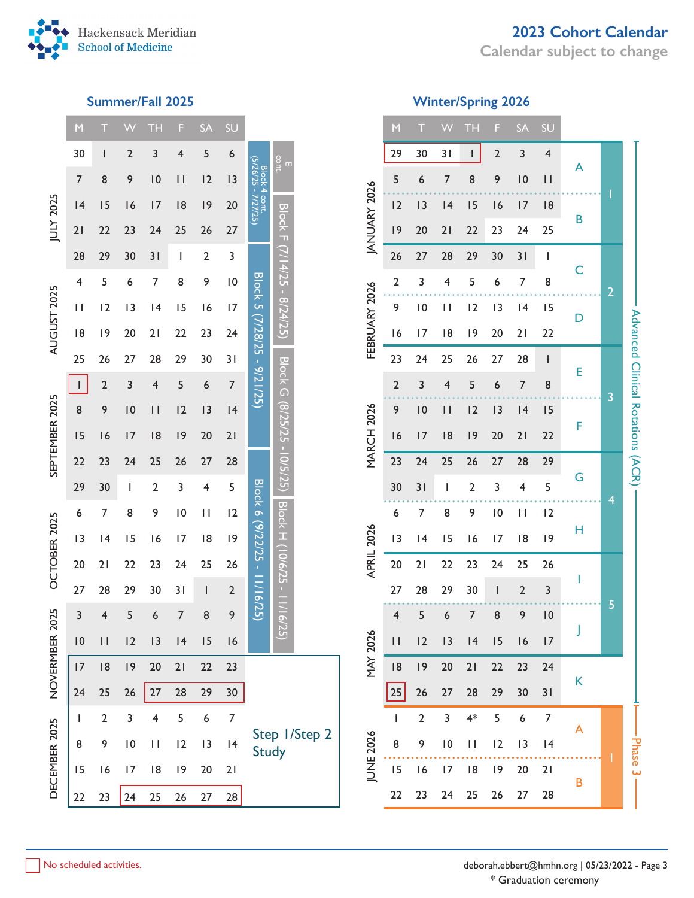# 2023 Cohort Calendar

Calendar subject to change

## Summer/Fall 2025

| Month | M | T | W | TH | F | SA | SU | Block | Block |
|---|---|---|---|---|---|---|---|---|---|
| JULY 2025 | 30 | 1 | 2 | 3 | 4 | 5 | 6 | Block 4 cont. (5/26/25 - 7/27/25) | E cont. |
| | 7 | 8 | 9 | 10 | 11 | 12 | 13 | | |
| | 14 | 15 | 16 | 17 | 18 | 19 | 20 | | Block F (7/14/25 - 8/24/25) |
| | 21 | 22 | 23 | 24 | 25 | 26 | 27 | | |
| | 28 | 29 | 30 | 31 | 1 | 2 | 3 | Block 5 (7/28/25 - 9/21/25) | |
| AUGUST 2025 | 4 | 5 | 6 | 7 | 8 | 9 | 10 | | |
| | 11 | 12 | 13 | 14 | 15 | 16 | 17 | | |
| | 18 | 19 | 20 | 21 | 22 | 23 | 24 | | |
| | 25 | 26 | 27 | 28 | 29 | 30 | 31 | | Block G (8/25/25 - 10/5/25) |
| SEPTEMBER 2025 | 1 | 2 | 3 | 4 | 5 | 6 | 7 | | |
| | 8 | 9 | 10 | 11 | 12 | 13 | 14 | | |
| | 15 | 16 | 17 | 18 | 19 | 20 | 21 | | |
| | 22 | 23 | 24 | 25 | 26 | 27 | 28 | Block 6 (9/22/25 - 11/16/25) | |
| | 29 | 30 | 1 | 2 | 3 | 4 | 5 | | |
| OCTOBER 2025 | 6 | 7 | 8 | 9 | 10 | 11 | 12 | | Block H (10/6/25 - 11/16/25) |
| | 13 | 14 | 15 | 16 | 17 | 18 | 19 | | |
| | 20 | 21 | 22 | 23 | 24 | 25 | 26 | | |
| | 27 | 28 | 29 | 30 | 31 | 1 | 2 | | |
| NOVEMBER 2025 | 3 | 4 | 5 | 6 | 7 | 8 | 9 | | |
| | 10 | 11 | 12 | 13 | 14 | 15 | 16 | | |
| | 17 | 18 | 19 | 20 | 21 | 22 | 23 | Step 1/Step 2 Study | |
| | 24 | 25 | 26 | 27 | 28 | 29 | 30 | | |
| DECEMBER 2025 | 1 | 2 | 3 | 4 | 5 | 6 | 7 | | |
| | 8 | 9 | 10 | 11 | 12 | 13 | 14 | | |
| | 15 | 16 | 17 | 18 | 19 | 20 | 21 | | |
| | 22 | 23 | 24 | 25 | 26 | 27 | 28 | | |

No scheduled activities: 9/1/25; 11/27/25 - 11/30/25; 12/24/25 - 12/28/25.

## Winter/Spring 2026

| Month | M | T | W | TH | F | SA | SU | Rotation | Block | Phase |
|---|---|---|---|---|---|---|---|---|---|---|
| JANUARY 2026 | 29 | 30 | 31 | 1 | 2 | 3 | 4 | A | 1 | Advanced Clinical Rotations (ACR) |
| | 5 | 6 | 7 | 8 | 9 | 10 | 11 | | | |
| | 12 | 13 | 14 | 15 | 16 | 17 | 18 | B | | |
| | 19 | 20 | 21 | 22 | 23 | 24 | 25 | | | |
| FEBRUARY 2026 | 26 | 27 | 28 | 29 | 30 | 31 | 1 | C | 2 | |
| | 2 | 3 | 4 | 5 | 6 | 7 | 8 | | | |
| | 9 | 10 | 11 | 12 | 13 | 14 | 15 | D | | |
| | 16 | 17 | 18 | 19 | 20 | 21 | 22 | | | |
| MARCH 2026 | 23 | 24 | 25 | 26 | 27 | 28 | 1 | E | 3 | |
| | 2 | 3 | 4 | 5 | 6 | 7 | 8 | | | |
| | 9 | 10 | 11 | 12 | 13 | 14 | 15 | F | | |
| | 16 | 17 | 18 | 19 | 20 | 21 | 22 | | | |
| | 23 | 24 | 25 | 26 | 27 | 28 | 29 | G | 4 | |
| APRIL 2026 | 30 | 31 | 1 | 2 | 3 | 4 | 5 | | | |
| | 6 | 7 | 8 | 9 | 10 | 11 | 12 | H | | |
| | 13 | 14 | 15 | 16 | 17 | 18 | 19 | | | |
| | 20 | 21 | 22 | 23 | 24 | 25 | 26 | I | 5 | |
| MAY 2026 | 27 | 28 | 29 | 30 | 1 | 2 | 3 | | | |
| | 4 | 5 | 6 | 7 | 8 | 9 | 10 | J | | |
| | 11 | 12 | 13 | 14 | 15 | 16 | 17 | | | |
| | 18 | 19 | 20 | 21 | 22 | 23 | 24 | K | | |
| | 25 | 26 | 27 | 28 | 29 | 30 | 31 | | | |
| JUNE 2026 | 1 | 2 | 3 | 4* | 5 | 6 | 7 | A | 1 | Phase 3 |
| | 8 | 9 | 10 | 11 | 12 | 13 | 14 | | | |
| | 15 | 16 | 17 | 18 | 19 | 20 | 21 | B | | |
| | 22 | 23 | 24 | 25 | 26 | 27 | 28 | | | |

No scheduled activities: 12/29/25 - 1/1/26; 5/25/26.

No scheduled activities.

deborah.ebbert@hmhn.org | 05/23/2022

\* Graduation ceremony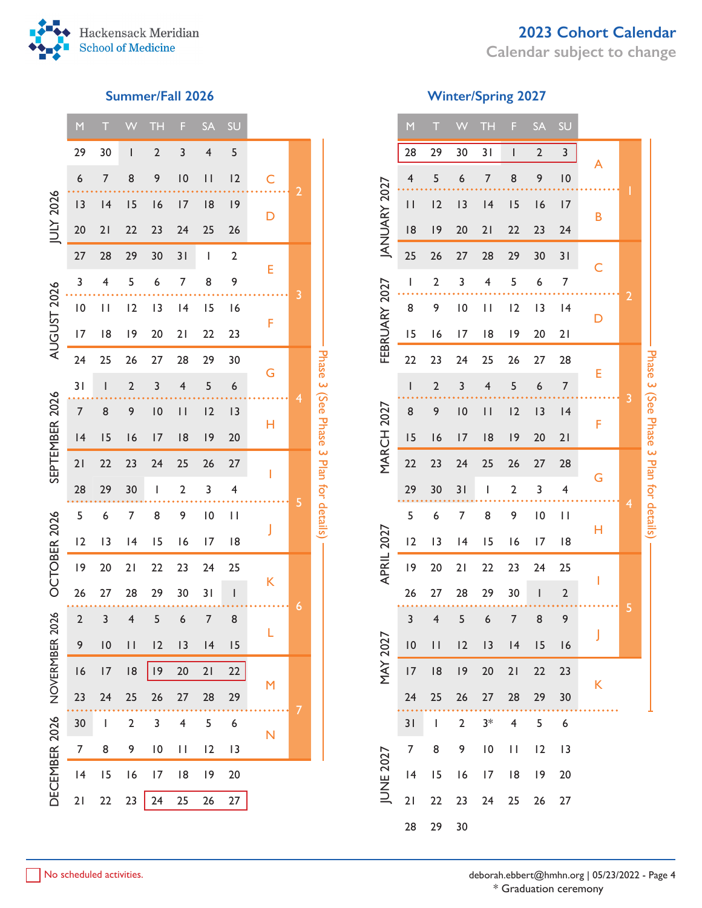# 2023 Cohort Calendar

Calendar subject to change

## Summer/Fall 2026

| Month | M | T | W | TH | F | SA | SU | Block | Period |
|---|---|---|---|---|---|---|---|---|---|
| JULY 2026 | 29 | 30 | 1 | 2 | 3 | 4 | 5 | C | 2 |
| | 6 | 7 | 8 | 9 | 10 | 11 | 12 | C | 2 |
| | 13 | 14 | 15 | 16 | 17 | 18 | 19 | D | 2 |
| | 20 | 21 | 22 | 23 | 24 | 25 | 26 | D | 2 |
| AUGUST 2026 | 27 | 28 | 29 | 30 | 31 | 1 | 2 | E | 3 |
| | 3 | 4 | 5 | 6 | 7 | 8 | 9 | E | 3 |
| | 10 | 11 | 12 | 13 | 14 | 15 | 16 | F | 3 |
| | 17 | 18 | 19 | 20 | 21 | 22 | 23 | F | 3 |
| SEPTEMBER 2026 | 24 | 25 | 26 | 27 | 28 | 29 | 30 | G | 4 |
| | 31 | 1 | 2 | 3 | 4 | 5 | 6 | G | 4 |
| | 7 | 8 | 9 | 10 | 11 | 12 | 13 | H | 4 |
| | 14 | 15 | 16 | 17 | 18 | 19 | 20 | H | 4 |
| OCTOBER 2026 | 21 | 22 | 23 | 24 | 25 | 26 | 27 | I | 5 |
| | 28 | 29 | 30 | 1 | 2 | 3 | 4 | I | 5 |
| | 5 | 6 | 7 | 8 | 9 | 10 | 11 | J | 5 |
| | 12 | 13 | 14 | 15 | 16 | 17 | 18 | J | 5 |
| NOVEMBER 2026 | 19 | 20 | 21 | 22 | 23 | 24 | 25 | K | 6 |
| | 26 | 27 | 28 | 29 | 30 | 31 | 1 | K | 6 |
| | 2 | 3 | 4 | 5 | 6 | 7 | 8 | L | 6 |
| | 9 | 10 | 11 | 12 | 13 | 14 | 15 | L | 6 |
| DECEMBER 2026 | 16 | 17 | 18 | 19 | 20 | 21 | 22 | M | 7 |
| | 23 | 24 | 25 | 26 | 27 | 28 | 29 | M | 7 |
| | 30 | 1 | 2 | 3 | 4 | 5 | 6 | N | 7 |
| | 7 | 8 | 9 | 10 | 11 | 12 | 13 | N | 7 |
| | 14 | 15 | 16 | 17 | 18 | 19 | 20 | | |
| | 21 | 22 | 23 | 24 | 25 | 26 | 27 | | |

Phase 3 (See Phase 3 Plan for details)

No scheduled activities: November 19–22, 2026; December 24–27, 2026.

## Winter/Spring 2027

| Month | M | T | W | TH | F | SA | SU | Block | Period |
|---|---|---|---|---|---|---|---|---|---|
| JANUARY 2027 | 28 | 29 | 30 | 31 | 1 | 2 | 3 | A | 1 |
| | 4 | 5 | 6 | 7 | 8 | 9 | 10 | A | 1 |
| | 11 | 12 | 13 | 14 | 15 | 16 | 17 | B | 1 |
| | 18 | 19 | 20 | 21 | 22 | 23 | 24 | B | 1 |
| FEBRUARY 2027 | 25 | 26 | 27 | 28 | 29 | 30 | 31 | C | 2 |
| | 1 | 2 | 3 | 4 | 5 | 6 | 7 | C | 2 |
| | 8 | 9 | 10 | 11 | 12 | 13 | 14 | D | 2 |
| | 15 | 16 | 17 | 18 | 19 | 20 | 21 | D | 2 |
| MARCH 2027 | 22 | 23 | 24 | 25 | 26 | 27 | 28 | E | 3 |
| | 1 | 2 | 3 | 4 | 5 | 6 | 7 | E | 3 |
| | 8 | 9 | 10 | 11 | 12 | 13 | 14 | F | 3 |
| | 15 | 16 | 17 | 18 | 19 | 20 | 21 | F | 3 |
| APRIL 2027 | 22 | 23 | 24 | 25 | 26 | 27 | 28 | G | 4 |
| | 29 | 30 | 31 | 1 | 2 | 3 | 4 | G | 4 |
| | 5 | 6 | 7 | 8 | 9 | 10 | 11 | H | 4 |
| | 12 | 13 | 14 | 15 | 16 | 17 | 18 | H | 4 |
| MAY 2027 | 19 | 20 | 21 | 22 | 23 | 24 | 25 | I | 5 |
| | 26 | 27 | 28 | 29 | 30 | 1 | 2 | I | 5 |
| | 3 | 4 | 5 | 6 | 7 | 8 | 9 | J | 5 |
| | 10 | 11 | 12 | 13 | 14 | 15 | 16 | J | 5 |
| JUNE 2027 | 17 | 18 | 19 | 20 | 21 | 22 | 23 | K | |
| | 24 | 25 | 26 | 27 | 28 | 29 | 30 | K | |
| | 31 | 1 | 2 | 3* | 4 | 5 | 6 | | |
| | 7 | 8 | 9 | 10 | 11 | 12 | 13 | | |
| | 14 | 15 | 16 | 17 | 18 | 19 | 20 | | |
| | 21 | 22 | 23 | 24 | 25 | 26 | 27 | | |
| | 28 | 29 | 30 | | | | | | |

Phase 3 (See Phase 3 Plan for details)

No scheduled activities: December 28, 2026 – January 3, 2027.

No scheduled activities.

deborah.ebbert@hmhn.org | 05/23/2022

\* Graduation ceremony